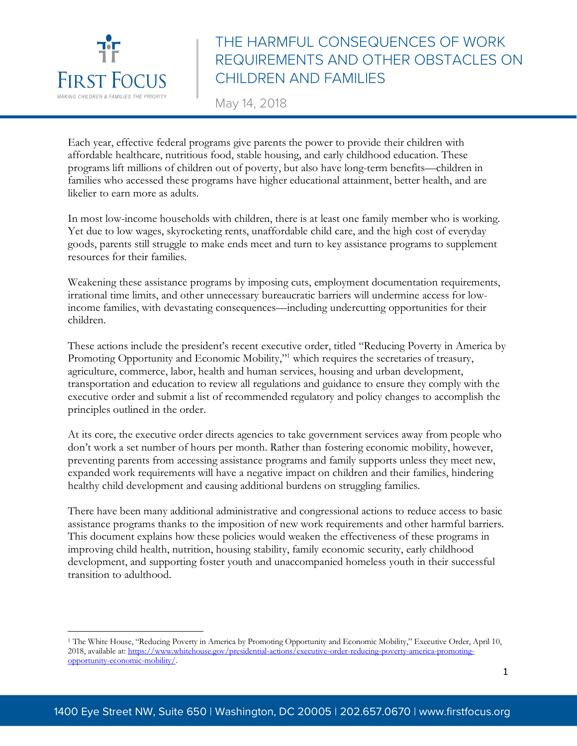# THE HARMFUL CONSEQUENCES OF WORK REQUIREMENTS AND OTHER OBSTACLES ON CHILDREN AND FAMILIES

May 14, 2018

Each year, effective federal programs give parents the power to provide their children with affordable healthcare, nutritious food, stable housing, and early childhood education. These programs lift millions of children out of poverty, but also have long-term benefits—children in families who accessed these programs have higher educational attainment, better health, and are likelier to earn more as adults.

In most low-income households with children, there is at least one family member who is working. Yet due to low wages, skyrocketing rents, unaffordable child care, and the high cost of everyday goods, parents still struggle to make ends meet and turn to key assistance programs to supplement resources for their families.

Weakening these assistance programs by imposing cuts, employment documentation requirements, irrational time limits, and other unnecessary bureaucratic barriers will undermine access for low-income families, with devastating consequences—including undercutting opportunities for their children.

These actions include the president's recent executive order, titled "Reducing Poverty in America by Promoting Opportunity and Economic Mobility,"[1] which requires the secretaries of treasury, agriculture, commerce, labor, health and human services, housing and urban development, transportation and education to review all regulations and guidance to ensure they comply with the executive order and submit a list of recommended regulatory and policy changes to accomplish the principles outlined in the order.

At its core, the executive order directs agencies to take government services away from people who don't work a set number of hours per month. Rather than fostering economic mobility, however, preventing parents from accessing assistance programs and family supports unless they meet new, expanded work requirements will have a negative impact on children and their families, hindering healthy child development and causing additional burdens on struggling families.

There have been many additional administrative and congressional actions to reduce access to basic assistance programs thanks to the imposition of new work requirements and other harmful barriers. This document explains how these policies would weaken the effectiveness of these programs in improving child health, nutrition, housing stability, family economic security, early childhood development, and supporting foster youth and unaccompanied homeless youth in their successful transition to adulthood.

---

[1] The White House, "Reducing Poverty in America by Promoting Opportunity and Economic Mobility," Executive Order, April 10, 2018, available at: https://www.whitehouse.gov/presidential-actions/executive-order-reducing-poverty-america-promoting-opportunity-economic-mobility/.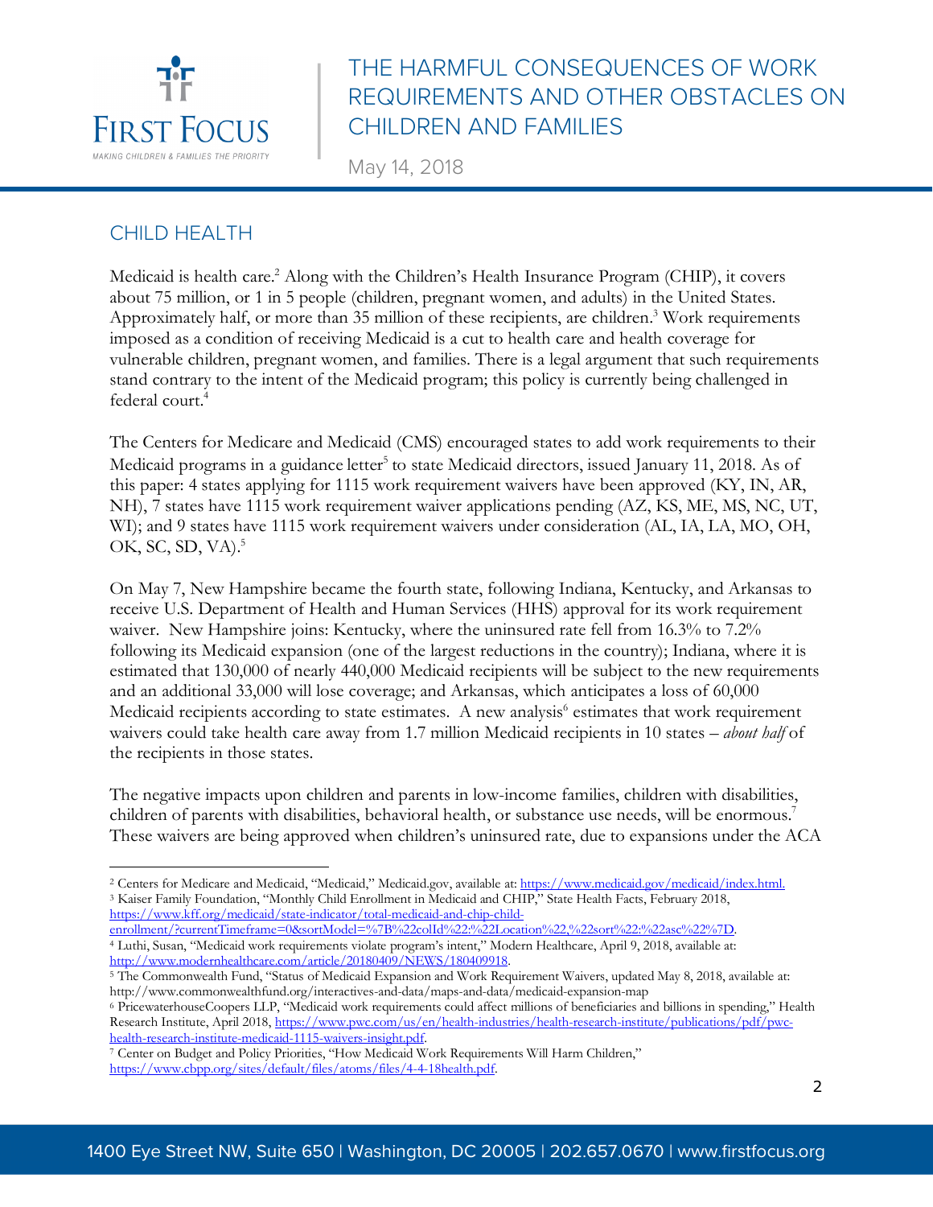## CHILD HEALTH

Medicaid is health care.[2] Along with the Children's Health Insurance Program (CHIP), it covers about 75 million, or 1 in 5 people (children, pregnant women, and adults) in the United States. Approximately half, or more than 35 million of these recipients, are children.[3] Work requirements imposed as a condition of receiving Medicaid is a cut to health care and health coverage for vulnerable children, pregnant women, and families. There is a legal argument that such requirements stand contrary to the intent of the Medicaid program; this policy is currently being challenged in federal court.[4]

The Centers for Medicare and Medicaid (CMS) encouraged states to add work requirements to their Medicaid programs in a guidance letter[5] to state Medicaid directors, issued January 11, 2018. As of this paper: 4 states applying for 1115 work requirement waivers have been approved (KY, IN, AR, NH), 7 states have 1115 work requirement waiver applications pending (AZ, KS, ME, MS, NC, UT, WI); and 9 states have 1115 work requirement waivers under consideration (AL, IA, LA, MO, OH, OK, SC, SD, VA).[5]

On May 7, New Hampshire became the fourth state, following Indiana, Kentucky, and Arkansas to receive U.S. Department of Health and Human Services (HHS) approval for its work requirement waiver. New Hampshire joins: Kentucky, where the uninsured rate fell from 16.3% to 7.2% following its Medicaid expansion (one of the largest reductions in the country); Indiana, where it is estimated that 130,000 of nearly 440,000 Medicaid recipients will be subject to the new requirements and an additional 33,000 will lose coverage; and Arkansas, which anticipates a loss of 60,000 Medicaid recipients according to state estimates. A new analysis[6] estimates that work requirement waivers could take health care away from 1.7 million Medicaid recipients in 10 states – *about half* of the recipients in those states.

The negative impacts upon children and parents in low-income families, children with disabilities, children of parents with disabilities, behavioral health, or substance use needs, will be enormous.[7] These waivers are being approved when children's uninsured rate, due to expansions under the ACA

---

[2] Centers for Medicare and Medicaid, "Medicaid," Medicaid.gov, available at: https://www.medicaid.gov/medicaid/index.html.

[3] Kaiser Family Foundation, "Monthly Child Enrollment in Medicaid and CHIP," State Health Facts, February 2018, https://www.kff.org/medicaid/state-indicator/total-medicaid-and-chip-child-enrollment/?currentTimeframe=0&sortModel=%7B%22colId%22:%22Location%22,%22sort%22:%22asc%22%7D.

[4] Luthi, Susan, "Medicaid work requirements violate program's intent," Modern Healthcare, April 9, 2018, available at: http://www.modernhealthcare.com/article/20180409/NEWS/180409918.

[5] The Commonwealth Fund, "Status of Medicaid Expansion and Work Requirement Waivers, updated May 8, 2018, available at: http://www.commonwealthfund.org/interactives-and-data/maps-and-data/medicaid-expansion-map

[6] PricewaterhouseCoopers LLP, "Medicaid work requirements could affect millions of beneficiaries and billions in spending," Health Research Institute, April 2018, https://www.pwc.com/us/en/health-industries/health-research-institute/publications/pdf/pwc-health-research-institute-medicaid-1115-waivers-insight.pdf.

[7] Center on Budget and Policy Priorities, "How Medicaid Work Requirements Will Harm Children," https://www.cbpp.org/sites/default/files/atoms/files/4-4-18health.pdf.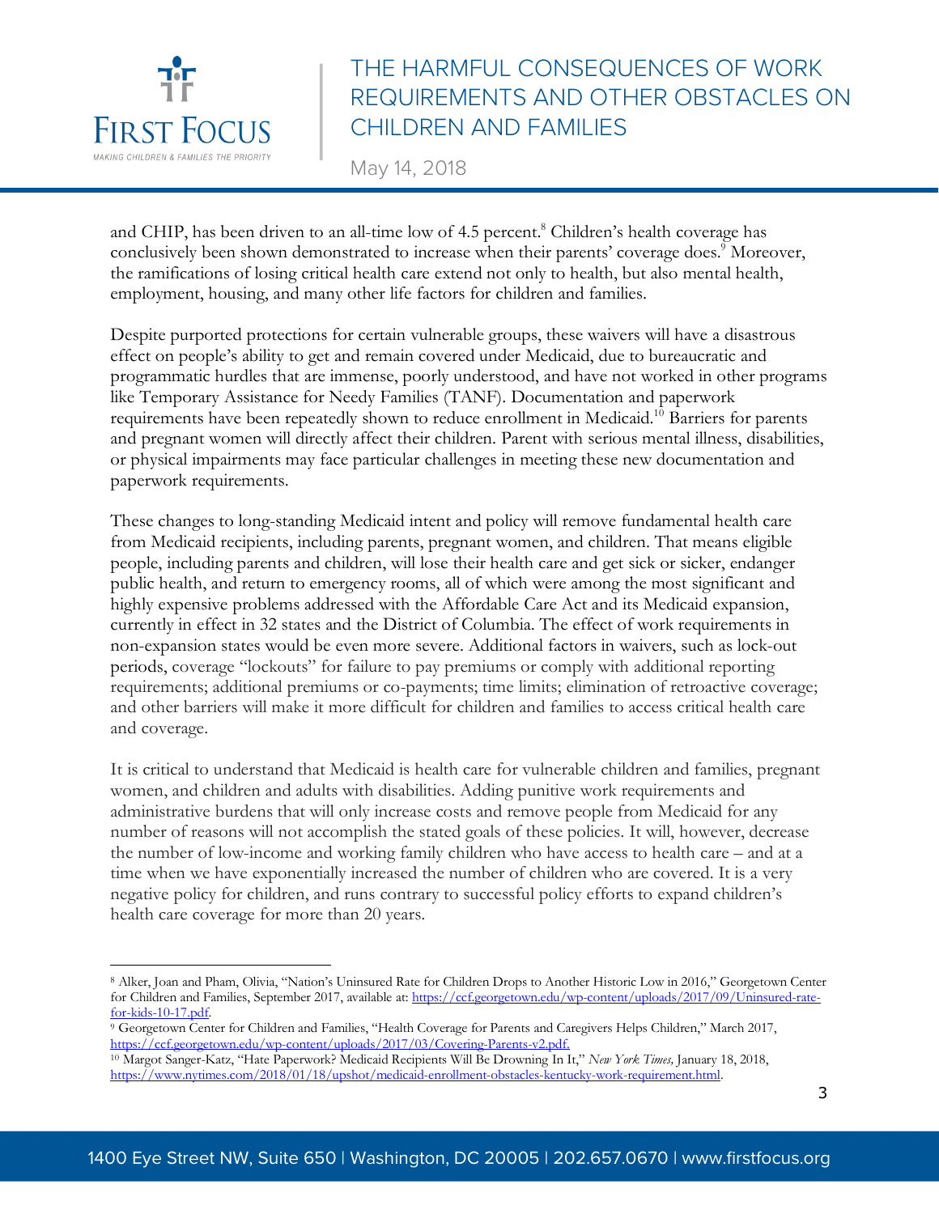and CHIP, has been driven to an all-time low of 4.5 percent.[8] Children's health coverage has conclusively been shown demonstrated to increase when their parents' coverage does.[9] Moreover, the ramifications of losing critical health care extend not only to health, but also mental health, employment, housing, and many other life factors for children and families.

Despite purported protections for certain vulnerable groups, these waivers will have a disastrous effect on people's ability to get and remain covered under Medicaid, due to bureaucratic and programmatic hurdles that are immense, poorly understood, and have not worked in other programs like Temporary Assistance for Needy Families (TANF). Documentation and paperwork requirements have been repeatedly shown to reduce enrollment in Medicaid.[10] Barriers for parents and pregnant women will directly affect their children. Parent with serious mental illness, disabilities, or physical impairments may face particular challenges in meeting these new documentation and paperwork requirements.

These changes to long-standing Medicaid intent and policy will remove fundamental health care from Medicaid recipients, including parents, pregnant women, and children. That means eligible people, including parents and children, will lose their health care and get sick or sicker, endanger public health, and return to emergency rooms, all of which were among the most significant and highly expensive problems addressed with the Affordable Care Act and its Medicaid expansion, currently in effect in 32 states and the District of Columbia. The effect of work requirements in non-expansion states would be even more severe. Additional factors in waivers, such as lock-out periods, coverage "lockouts" for failure to pay premiums or comply with additional reporting requirements; additional premiums or co-payments; time limits; elimination of retroactive coverage; and other barriers will make it more difficult for children and families to access critical health care and coverage.

It is critical to understand that Medicaid is health care for vulnerable children and families, pregnant women, and children and adults with disabilities. Adding punitive work requirements and administrative burdens that will only increase costs and remove people from Medicaid for any number of reasons will not accomplish the stated goals of these policies. It will, however, decrease the number of low-income and working family children who have access to health care – and at a time when we have exponentially increased the number of children who are covered. It is a very negative policy for children, and runs contrary to successful policy efforts to expand children's health care coverage for more than 20 years.

---

[8] Alker, Joan and Pham, Olivia, "Nation's Uninsured Rate for Children Drops to Another Historic Low in 2016," Georgetown Center for Children and Families, September 2017, available at: https://ccf.georgetown.edu/wp-content/uploads/2017/09/Uninsured-rate-for-kids-10-17.pdf.

[9] Georgetown Center for Children and Families, "Health Coverage for Parents and Caregivers Helps Children," March 2017, https://ccf.georgetown.edu/wp-content/uploads/2017/03/Covering-Parents-v2.pdf.

[10] Margot Sanger-Katz, "Hate Paperwork? Medicaid Recipients Will Be Drowning In It," *New York Times,* January 18, 2018, https://www.nytimes.com/2018/01/18/upshot/medicaid-enrollment-obstacles-kentucky-work-requirement.html.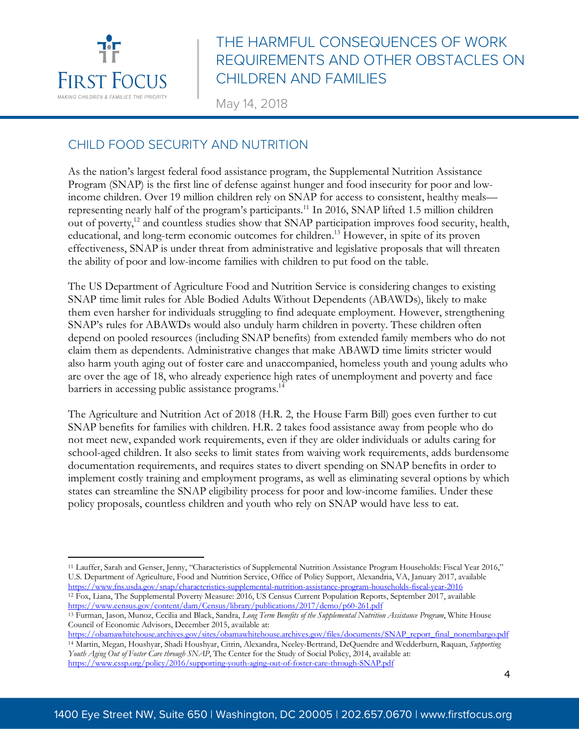## CHILD FOOD SECURITY AND NUTRITION

As the nation's largest federal food assistance program, the Supplemental Nutrition Assistance Program (SNAP) is the first line of defense against hunger and food insecurity for poor and low-income children. Over 19 million children rely on SNAP for access to consistent, healthy meals—representing nearly half of the program's participants.[11] In 2016, SNAP lifted 1.5 million children out of poverty,[12] and countless studies show that SNAP participation improves food security, health, educational, and long-term economic outcomes for children.[13] However, in spite of its proven effectiveness, SNAP is under threat from administrative and legislative proposals that will threaten the ability of poor and low-income families with children to put food on the table.

The US Department of Agriculture Food and Nutrition Service is considering changes to existing SNAP time limit rules for Able Bodied Adults Without Dependents (ABAWDs), likely to make them even harsher for individuals struggling to find adequate employment. However, strengthening SNAP's rules for ABAWDs would also unduly harm children in poverty. These children often depend on pooled resources (including SNAP benefits) from extended family members who do not claim them as dependents. Administrative changes that make ABAWD time limits stricter would also harm youth aging out of foster care and unaccompanied, homeless youth and young adults who are over the age of 18, who already experience high rates of unemployment and poverty and face barriers in accessing public assistance programs.[14]

The Agriculture and Nutrition Act of 2018 (H.R. 2, the House Farm Bill) goes even further to cut SNAP benefits for families with children. H.R. 2 takes food assistance away from people who do not meet new, expanded work requirements, even if they are older individuals or adults caring for school-aged children. It also seeks to limit states from waiving work requirements, adds burdensome documentation requirements, and requires states to divert spending on SNAP benefits in order to implement costly training and employment programs, as well as eliminating several options by which states can streamline the SNAP eligibility process for poor and low-income families. Under these policy proposals, countless children and youth who rely on SNAP would have less to eat.

---

[11] Lauffer, Sarah and Genser, Jenny, "Characteristics of Supplemental Nutrition Assistance Program Households: Fiscal Year 2016," U.S. Department of Agriculture, Food and Nutrition Service, Office of Policy Support, Alexandria, VA, January 2017, available https://www.fns.usda.gov/snap/characteristics-supplemental-nutrition-assistance-program-households-fiscal-year-2016

[12] Fox, Liana, The Supplemental Poverty Measure: 2016, US Census Current Population Reports, September 2017, available https://www.census.gov/content/dam/Census/library/publications/2017/demo/p60-261.pdf

[13] Furman, Jason, Munoz, Cecilia and Black, Sandra, *Long Term Benefits of the Supplemental Nutrition Assistance Program*, White House Council of Economic Advisors, December 2015, available at: https://obamawhitehouse.archives.gov/sites/obamawhitehouse.archives.gov/files/documents/SNAP_report_final_nonembargo.pdf

[14] Martin, Megan, Houshyar, Shadi Houshyar, Citrin, Alexandra, Neeley-Bertrand, DeQuendre and Wedderburn, Raquan, *Supporting Youth Aging Out of Foster Care through SNAP*, The Center for the Study of Social Policy, 2014, available at: https://www.cssp.org/policy/2016/supporting-youth-aging-out-of-foster-care-through-SNAP.pdf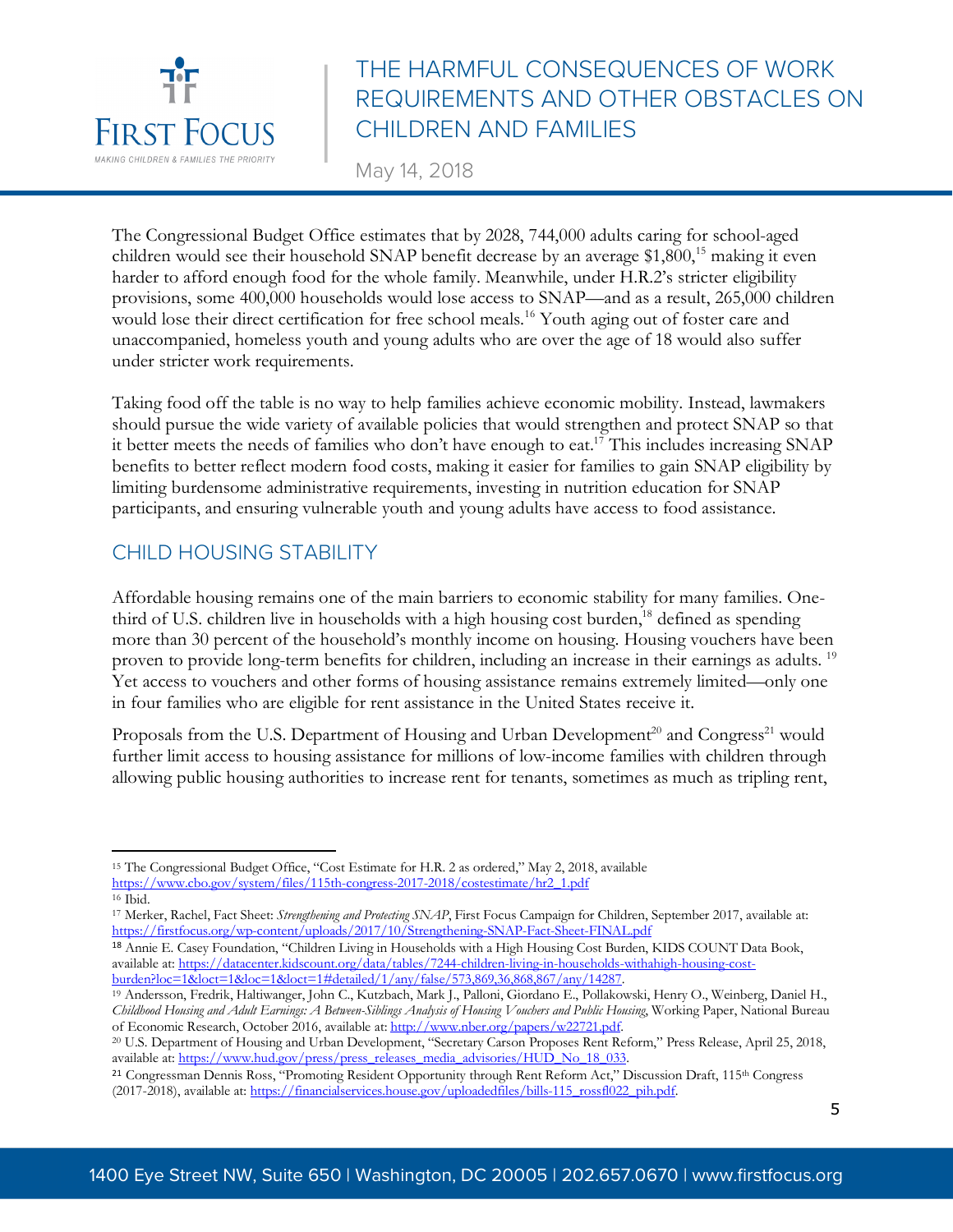The Congressional Budget Office estimates that by 2028, 744,000 adults caring for school-aged children would see their household SNAP benefit decrease by an average $1,800,[15] making it even harder to afford enough food for the whole family. Meanwhile, under H.R.2's stricter eligibility provisions, some 400,000 households would lose access to SNAP—and as a result, 265,000 children would lose their direct certification for free school meals.[16] Youth aging out of foster care and unaccompanied, homeless youth and young adults who are over the age of 18 would also suffer under stricter work requirements.

Taking food off the table is no way to help families achieve economic mobility. Instead, lawmakers should pursue the wide variety of available policies that would strengthen and protect SNAP so that it better meets the needs of families who don't have enough to eat.[17] This includes increasing SNAP benefits to better reflect modern food costs, making it easier for families to gain SNAP eligibility by limiting burdensome administrative requirements, investing in nutrition education for SNAP participants, and ensuring vulnerable youth and young adults have access to food assistance.

## CHILD HOUSING STABILITY

Affordable housing remains one of the main barriers to economic stability for many families. One-third of U.S. children live in households with a high housing cost burden,[18] defined as spending more than 30 percent of the household's monthly income on housing. Housing vouchers have been proven to provide long-term benefits for children, including an increase in their earnings as adults. [19] Yet access to vouchers and other forms of housing assistance remains extremely limited—only one in four families who are eligible for rent assistance in the United States receive it.

Proposals from the U.S. Department of Housing and Urban Development[20] and Congress[21] would further limit access to housing assistance for millions of low-income families with children through allowing public housing authorities to increase rent for tenants, sometimes as much as tripling rent,

---

[15] The Congressional Budget Office, "Cost Estimate for H.R. 2 as ordered," May 2, 2018, available https://www.cbo.gov/system/files/115th-congress-2017-2018/costestimate/hr2_1.pdf

[16] Ibid.

[17] Merker, Rachel, Fact Sheet: *Strengthening and Protecting SNAP*, First Focus Campaign for Children, September 2017, available at: https://firstfocus.org/wp-content/uploads/2017/10/Strengthening-SNAP-Fact-Sheet-FINAL.pdf

[18] Annie E. Casey Foundation, "Children Living in Households with a High Housing Cost Burden, KIDS COUNT Data Book, available at: https://datacenter.kidscount.org/data/tables/7244-children-living-in-households-withahigh-housing-cost-burden?loc=1&loct=1&loc=1&loct=1#detailed/1/any/false/573,869,36,868,867/any/14287.

[19] Andersson, Fredrik, Haltiwanger, John C., Kutzbach, Mark J., Palloni, Giordano E., Pollakowski, Henry O., Weinberg, Daniel H., *Childhood Housing and Adult Earnings: A Between-Siblings Analysis of Housing Vouchers and Public Housing*, Working Paper, National Bureau of Economic Research, October 2016, available at: http://www.nber.org/papers/w22721.pdf.

[20] U.S. Department of Housing and Urban Development, "Secretary Carson Proposes Rent Reform," Press Release, April 25, 2018, available at: https://www.hud.gov/press/press_releases_media_advisories/HUD_No_18_033.

[21] Congressman Dennis Ross, "Promoting Resident Opportunity through Rent Reform Act," Discussion Draft, 115th Congress (2017-2018), available at: https://financialservices.house.gov/uploadedfiles/bills-115_rossfl022_pih.pdf.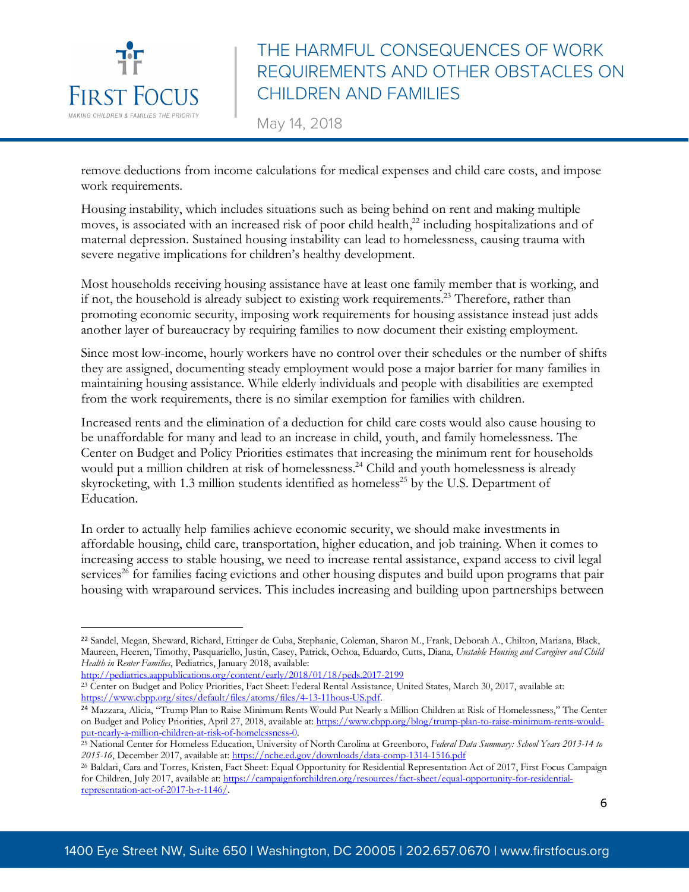remove deductions from income calculations for medical expenses and child care costs, and impose work requirements.

Housing instability, which includes situations such as being behind on rent and making multiple moves, is associated with an increased risk of poor child health,[22] including hospitalizations and of maternal depression. Sustained housing instability can lead to homelessness, causing trauma with severe negative implications for children's healthy development.

Most households receiving housing assistance have at least one family member that is working, and if not, the household is already subject to existing work requirements.[23] Therefore, rather than promoting economic security, imposing work requirements for housing assistance instead just adds another layer of bureaucracy by requiring families to now document their existing employment.

Since most low-income, hourly workers have no control over their schedules or the number of shifts they are assigned, documenting steady employment would pose a major barrier for many families in maintaining housing assistance. While elderly individuals and people with disabilities are exempted from the work requirements, there is no similar exemption for families with children.

Increased rents and the elimination of a deduction for child care costs would also cause housing to be unaffordable for many and lead to an increase in child, youth, and family homelessness. The Center on Budget and Policy Priorities estimates that increasing the minimum rent for households would put a million children at risk of homelessness.[24] Child and youth homelessness is already skyrocketing, with 1.3 million students identified as homeless[25] by the U.S. Department of Education.

In order to actually help families achieve economic security, we should make investments in affordable housing, child care, transportation, higher education, and job training. When it comes to increasing access to stable housing, we need to increase rental assistance, expand access to civil legal services[26] for families facing evictions and other housing disputes and build upon programs that pair housing with wraparound services. This includes increasing and building upon partnerships between

---

[22] Sandel, Megan, Sheward, Richard, Ettinger de Cuba, Stephanie, Coleman, Sharon M., Frank, Deborah A., Chilton, Mariana, Black, Maureen, Heeren, Timothy, Pasquariello, Justin, Casey, Patrick, Ochoa, Eduardo, Cutts, Diana, *Unstable Housing and Caregiver and Child Health in Renter Families*, Pediatrics, January 2018, available: http://pediatrics.aappublications.org/content/early/2018/01/18/peds.2017-2199

[23] Center on Budget and Policy Priorities, Fact Sheet: Federal Rental Assistance, United States, March 30, 2017, available at: https://www.cbpp.org/sites/default/files/atoms/files/4-13-11hous-US.pdf.

[24] Mazzara, Alicia, "Trump Plan to Raise Minimum Rents Would Put Nearly a Million Children at Risk of Homelessness," The Center on Budget and Policy Priorities, April 27, 2018, available at: https://www.cbpp.org/blog/trump-plan-to-raise-minimum-rents-would-put-nearly-a-million-children-at-risk-of-homelessness-0.

[25] National Center for Homeless Education, University of North Carolina at Greenboro, *Federal Data Summary: School Years 2013-14 to 2015-16*, December 2017, available at: https://nche.ed.gov/downloads/data-comp-1314-1516.pdf

[26] Baldari, Cara and Torres, Kristen, Fact Sheet: Equal Opportunity for Residential Representation Act of 2017, First Focus Campaign for Children, July 2017, available at: https://campaignforchildren.org/resources/fact-sheet/equal-opportunity-for-residential-representation-act-of-2017-h-r-1146/.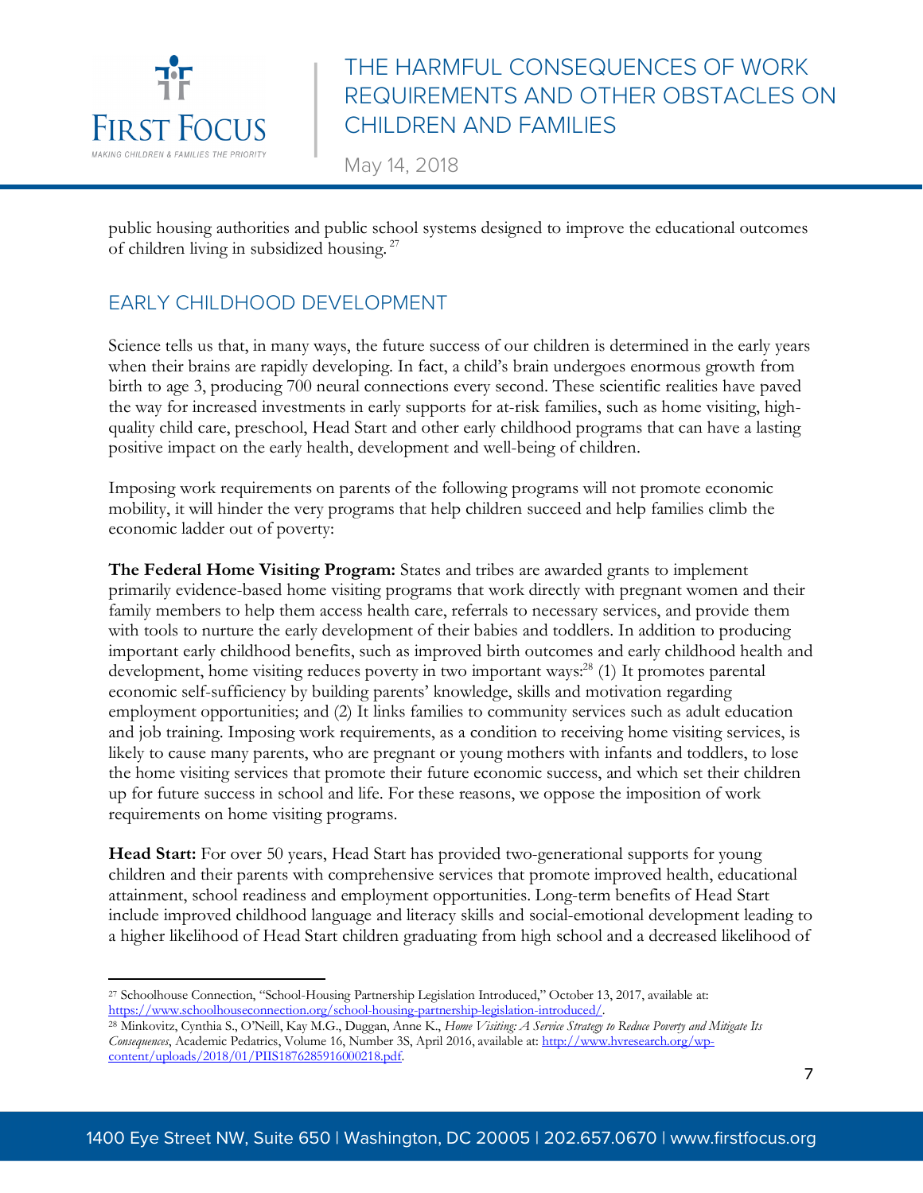public housing authorities and public school systems designed to improve the educational outcomes of children living in subsidized housing.[27]

## EARLY CHILDHOOD DEVELOPMENT

Science tells us that, in many ways, the future success of our children is determined in the early years when their brains are rapidly developing. In fact, a child's brain undergoes enormous growth from birth to age 3, producing 700 neural connections every second. These scientific realities have paved the way for increased investments in early supports for at-risk families, such as home visiting, high-quality child care, preschool, Head Start and other early childhood programs that can have a lasting positive impact on the early health, development and well-being of children.

Imposing work requirements on parents of the following programs will not promote economic mobility, it will hinder the very programs that help children succeed and help families climb the economic ladder out of poverty:

**The Federal Home Visiting Program:** States and tribes are awarded grants to implement primarily evidence-based home visiting programs that work directly with pregnant women and their family members to help them access health care, referrals to necessary services, and provide them with tools to nurture the early development of their babies and toddlers. In addition to producing important early childhood benefits, such as improved birth outcomes and early childhood health and development, home visiting reduces poverty in two important ways:[28] (1) It promotes parental economic self-sufficiency by building parents' knowledge, skills and motivation regarding employment opportunities; and (2) It links families to community services such as adult education and job training. Imposing work requirements, as a condition to receiving home visiting services, is likely to cause many parents, who are pregnant or young mothers with infants and toddlers, to lose the home visiting services that promote their future economic success, and which set their children up for future success in school and life. For these reasons, we oppose the imposition of work requirements on home visiting programs.

**Head Start:** For over 50 years, Head Start has provided two-generational supports for young children and their parents with comprehensive services that promote improved health, educational attainment, school readiness and employment opportunities. Long-term benefits of Head Start include improved childhood language and literacy skills and social-emotional development leading to a higher likelihood of Head Start children graduating from high school and a decreased likelihood of

---

[27] Schoolhouse Connection, "School-Housing Partnership Legislation Introduced," October 13, 2017, available at: https://www.schoolhouseconnection.org/school-housing-partnership-legislation-introduced/.

[28] Minkovitz, Cynthia S., O'Neill, Kay M.G., Duggan, Anne K., *Home Visiting: A Service Strategy to Reduce Poverty and Mitigate Its Consequences*, Academic Pediatrics, Volume 16, Number 3S, April 2016, available at: http://www.hvresearch.org/wp-content/uploads/2018/01/PIIS1876285916000218.pdf.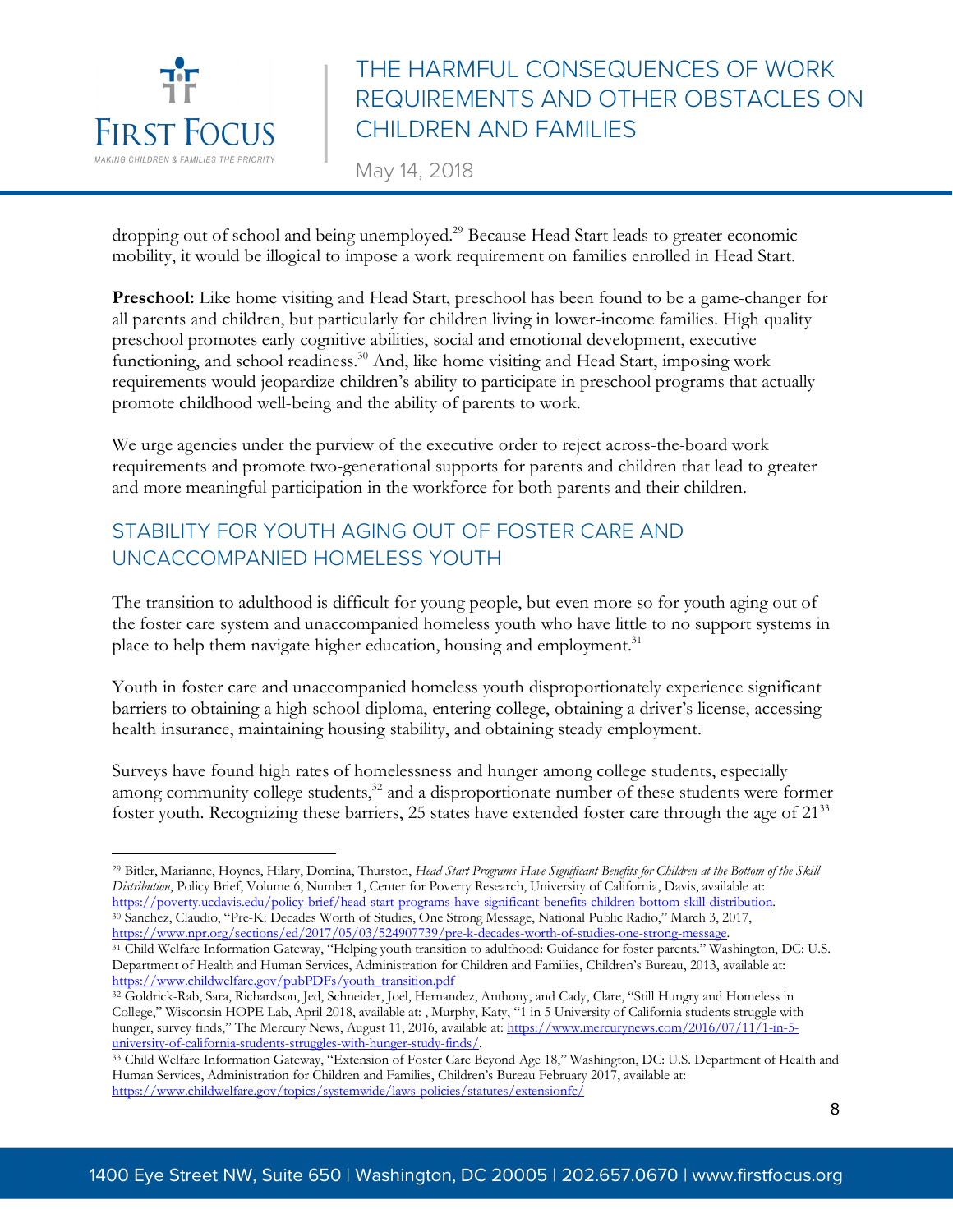dropping out of school and being unemployed.[29] Because Head Start leads to greater economic mobility, it would be illogical to impose a work requirement on families enrolled in Head Start.

**Preschool:** Like home visiting and Head Start, preschool has been found to be a game-changer for all parents and children, but particularly for children living in lower-income families. High quality preschool promotes early cognitive abilities, social and emotional development, executive functioning, and school readiness.[30] And, like home visiting and Head Start, imposing work requirements would jeopardize children's ability to participate in preschool programs that actually promote childhood well-being and the ability of parents to work.

We urge agencies under the purview of the executive order to reject across-the-board work requirements and promote two-generational supports for parents and children that lead to greater and more meaningful participation in the workforce for both parents and their children.

## STABILITY FOR YOUTH AGING OUT OF FOSTER CARE AND UNACCOMPANIED HOMELESS YOUTH

The transition to adulthood is difficult for young people, but even more so for youth aging out of the foster care system and unaccompanied homeless youth who have little to no support systems in place to help them navigate higher education, housing and employment.[31]

Youth in foster care and unaccompanied homeless youth disproportionately experience significant barriers to obtaining a high school diploma, entering college, obtaining a driver's license, accessing health insurance, maintaining housing stability, and obtaining steady employment.

Surveys have found high rates of homelessness and hunger among college students, especially among community college students,[32] and a disproportionate number of these students were former foster youth. Recognizing these barriers, 25 states have extended foster care through the age of 21[33]

---

[29] Bitler, Marianne, Hoynes, Hilary, Domina, Thurston, *Head Start Programs Have Significant Benefits for Children at the Bottom of the Skill Distribution*, Policy Brief, Volume 6, Number 1, Center for Poverty Research, University of California, Davis, available at: https://poverty.ucdavis.edu/policy-brief/head-start-programs-have-significant-benefits-children-bottom-skill-distribution.

[30] Sanchez, Claudio, "Pre-K: Decades Worth of Studies, One Strong Message, National Public Radio," March 3, 2017, https://www.npr.org/sections/ed/2017/05/03/524907739/pre-k-decades-worth-of-studies-one-strong-message.

[31] Child Welfare Information Gateway, "Helping youth transition to adulthood: Guidance for foster parents." Washington, DC: U.S. Department of Health and Human Services, Administration for Children and Families, Children's Bureau, 2013, available at: https://www.childwelfare.gov/pubPDFs/youth_transition.pdf

[32] Goldrick-Rab, Sara, Richardson, Jed, Schneider, Joel, Hernandez, Anthony, and Cady, Clare, "Still Hungry and Homeless in College," Wisconsin HOPE Lab, April 2018, available at: , Murphy, Katy, "1 in 5 University of California students struggle with hunger, survey finds," The Mercury News, August 11, 2016, available at: https://www.mercurynews.com/2016/07/11/1-in-5-university-of-california-students-struggles-with-hunger-study-finds/.

[33] Child Welfare Information Gateway, "Extension of Foster Care Beyond Age 18," Washington, DC: U.S. Department of Health and Human Services, Administration for Children and Families, Children's Bureau February 2017, available at: https://www.childwelfare.gov/topics/systemwide/laws-policies/statutes/extensionfc/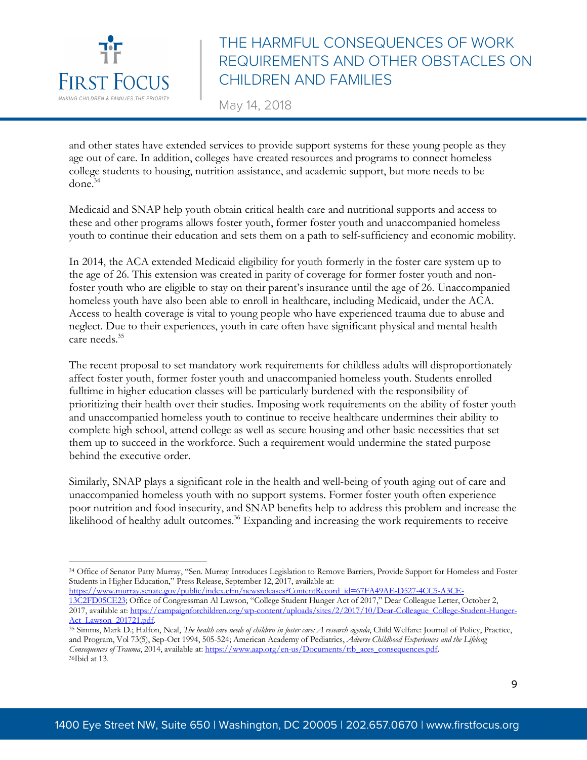and other states have extended services to provide support systems for these young people as they age out of care. In addition, colleges have created resources and programs to connect homeless college students to housing, nutrition assistance, and academic support, but more needs to be done.[34]

Medicaid and SNAP help youth obtain critical health care and nutritional supports and access to these and other programs allows foster youth, former foster youth and unaccompanied homeless youth to continue their education and sets them on a path to self-sufficiency and economic mobility.

In 2014, the ACA extended Medicaid eligibility for youth formerly in the foster care system up to the age of 26. This extension was created in parity of coverage for former foster youth and non-foster youth who are eligible to stay on their parent's insurance until the age of 26. Unaccompanied homeless youth have also been able to enroll in healthcare, including Medicaid, under the ACA. Access to health coverage is vital to young people who have experienced trauma due to abuse and neglect. Due to their experiences, youth in care often have significant physical and mental health care needs.[35]

The recent proposal to set mandatory work requirements for childless adults will disproportionately affect foster youth, former foster youth and unaccompanied homeless youth. Students enrolled fulltime in higher education classes will be particularly burdened with the responsibility of prioritizing their health over their studies. Imposing work requirements on the ability of foster youth and unaccompanied homeless youth to continue to receive healthcare undermines their ability to complete high school, attend college as well as secure housing and other basic necessities that set them up to succeed in the workforce. Such a requirement would undermine the stated purpose behind the executive order.

Similarly, SNAP plays a significant role in the health and well-being of youth aging out of care and unaccompanied homeless youth with no support systems. Former foster youth often experience poor nutrition and food insecurity, and SNAP benefits help to address this problem and increase the likelihood of healthy adult outcomes.[36] Expanding and increasing the work requirements to receive

---

[34] Office of Senator Patty Murray, "Sen. Murray Introduces Legislation to Remove Barriers, Provide Support for Homeless and Foster Students in Higher Education," Press Release, September 12, 2017, available at: https://www.murray.senate.gov/public/index.cfm/newsreleases?ContentRecord_id=67FA49AE-D527-4CC5-A3CE-13C2FD05CE23; Office of Congressman Al Lawson, "College Student Hunger Act of 2017," Dear Colleague Letter, October 2, 2017, available at: https://campaignforchildren.org/wp-content/uploads/sites/2/2017/10/Dear-Colleague_College-Student-Hunger-Act_Lawson_201721.pdf.

[35] Simms, Mark D.; Halfon, Neal, *The health care needs of children in foster care: A research agenda*, Child Welfare: Journal of Policy, Practice, and Program, Vol 73(5), Sep-Oct 1994, 505-524; American Academy of Pediatrics, *Adverse Childhood Experiences and the Lifelong Consequences of Trauma*, 2014, available at: https://www.aap.org/en-us/Documents/ttb_aces_consequences.pdf.

[36] Ibid at 13.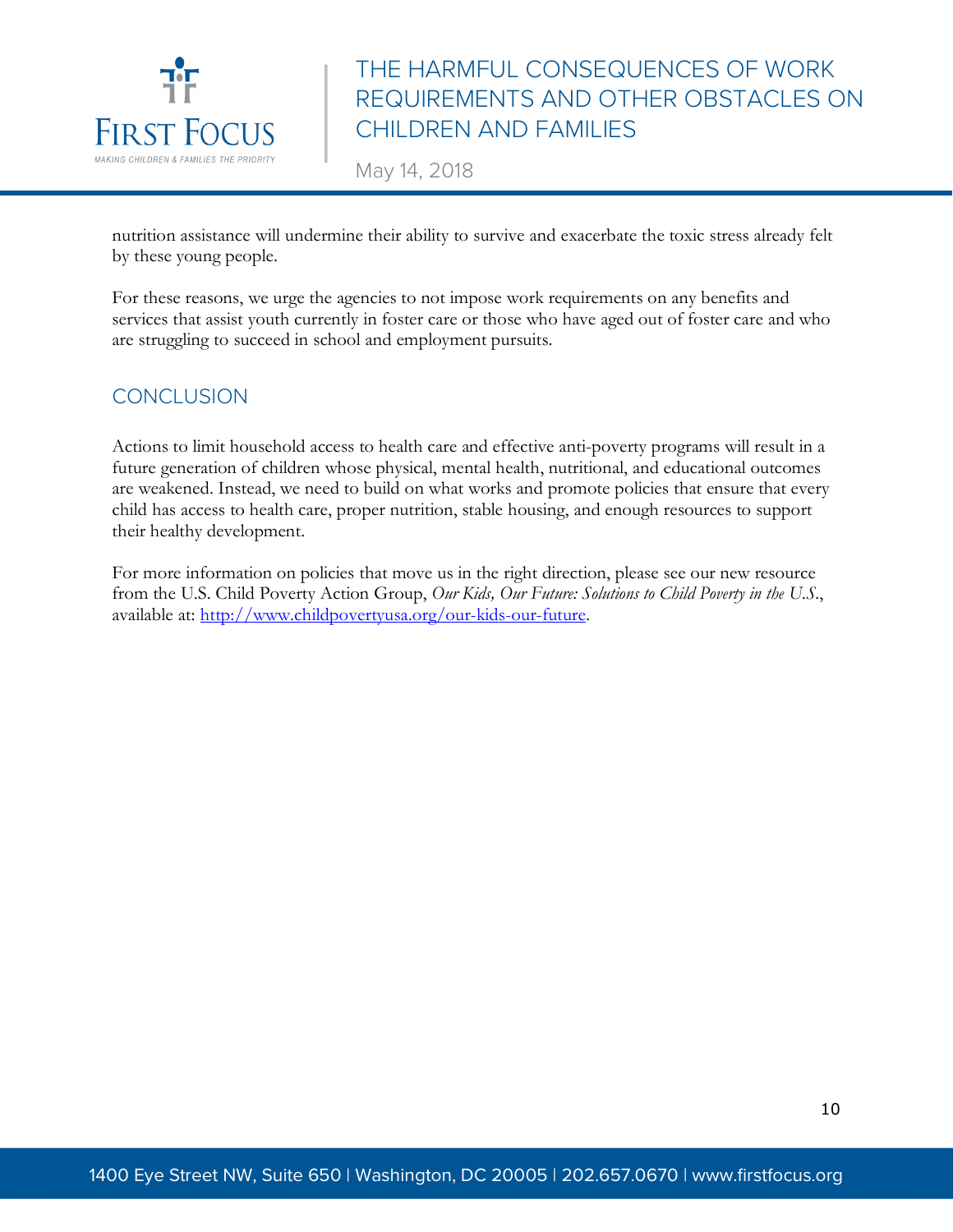nutrition assistance will undermine their ability to survive and exacerbate the toxic stress already felt by these young people.

For these reasons, we urge the agencies to not impose work requirements on any benefits and services that assist youth currently in foster care or those who have aged out of foster care and who are struggling to succeed in school and employment pursuits.

## CONCLUSION

Actions to limit household access to health care and effective anti-poverty programs will result in a future generation of children whose physical, mental health, nutritional, and educational outcomes are weakened. Instead, we need to build on what works and promote policies that ensure that every child has access to health care, proper nutrition, stable housing, and enough resources to support their healthy development.

For more information on policies that move us in the right direction, please see our new resource from the U.S. Child Poverty Action Group, *Our Kids, Our Future: Solutions to Child Poverty in the U.S.*, available at: [http://www.childpovertyusa.org/our-kids-our-future](http://www.childpovertyusa.org/our-kids-our-future).